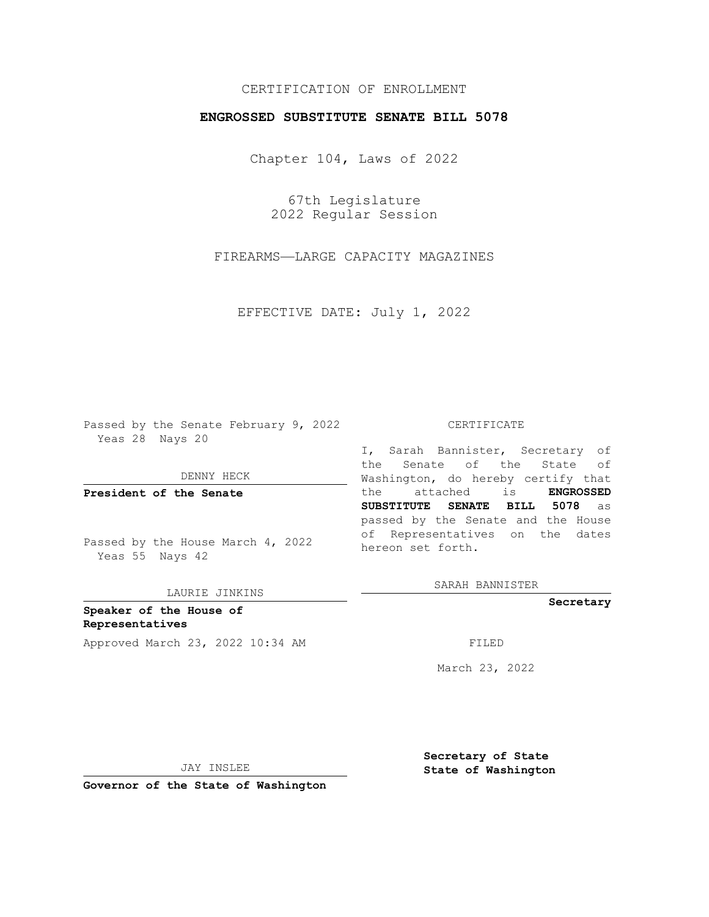CERTIFICATION OF ENROLLMENT

**ENGROSSED SUBSTITUTE SENATE BILL 5078**

Chapter 104, Laws of 2022

67th Legislature
2022 Regular Session

FIREARMS—LARGE CAPACITY MAGAZINES

EFFECTIVE DATE: July 1, 2022

Passed by the Senate February 9, 2022
Yeas 28 Nays 20

DENNY HECK

**President of the Senate**

Passed by the House March 4, 2022
Yeas 55 Nays 42

LAURIE JINKINS

**Speaker of the House of Representatives**

Approved March 23, 2022 10:34 AM

JAY INSLEE

**Governor of the State of Washington**

CERTIFICATE

I, Sarah Bannister, Secretary of the Senate of the State of Washington, do hereby certify that the attached is **ENGROSSED SUBSTITUTE SENATE BILL 5078** as passed by the Senate and the House of Representatives on the dates hereon set forth.

SARAH BANNISTER

**Secretary**

FILED

March 23, 2022

**Secretary of State**
**State of Washington**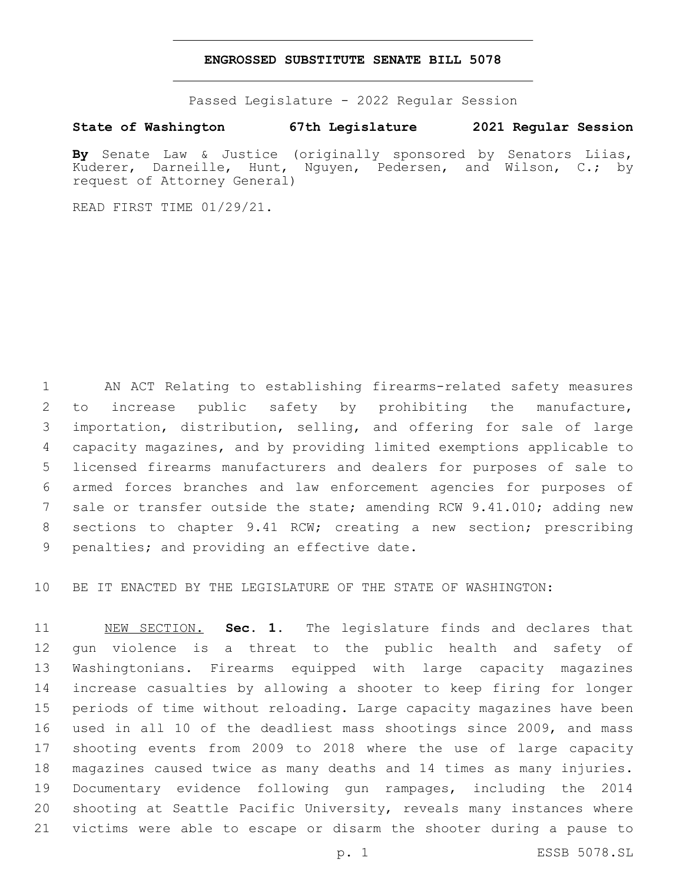# ENGROSSED SUBSTITUTE SENATE BILL 5078

Passed Legislature - 2022 Regular Session

**State of Washington 67th Legislature 2021 Regular Session**

**By** Senate Law & Justice (originally sponsored by Senators Liias, Kuderer, Darneille, Hunt, Nguyen, Pedersen, and Wilson, C.; by request of Attorney General)

READ FIRST TIME 01/29/21.

AN ACT Relating to establishing firearms-related safety measures to increase public safety by prohibiting the manufacture, importation, distribution, selling, and offering for sale of large capacity magazines, and by providing limited exemptions applicable to licensed firearms manufacturers and dealers for purposes of sale to armed forces branches and law enforcement agencies for purposes of sale or transfer outside the state; amending RCW 9.41.010; adding new sections to chapter 9.41 RCW; creating a new section; prescribing penalties; and providing an effective date.

BE IT ENACTED BY THE LEGISLATURE OF THE STATE OF WASHINGTON:

NEW SECTION. **Sec. 1.** The legislature finds and declares that gun violence is a threat to the public health and safety of Washingtonians. Firearms equipped with large capacity magazines increase casualties by allowing a shooter to keep firing for longer periods of time without reloading. Large capacity magazines have been used in all 10 of the deadliest mass shootings since 2009, and mass shooting events from 2009 to 2018 where the use of large capacity magazines caused twice as many deaths and 14 times as many injuries. Documentary evidence following gun rampages, including the 2014 shooting at Seattle Pacific University, reveals many instances where victims were able to escape or disarm the shooter during a pause to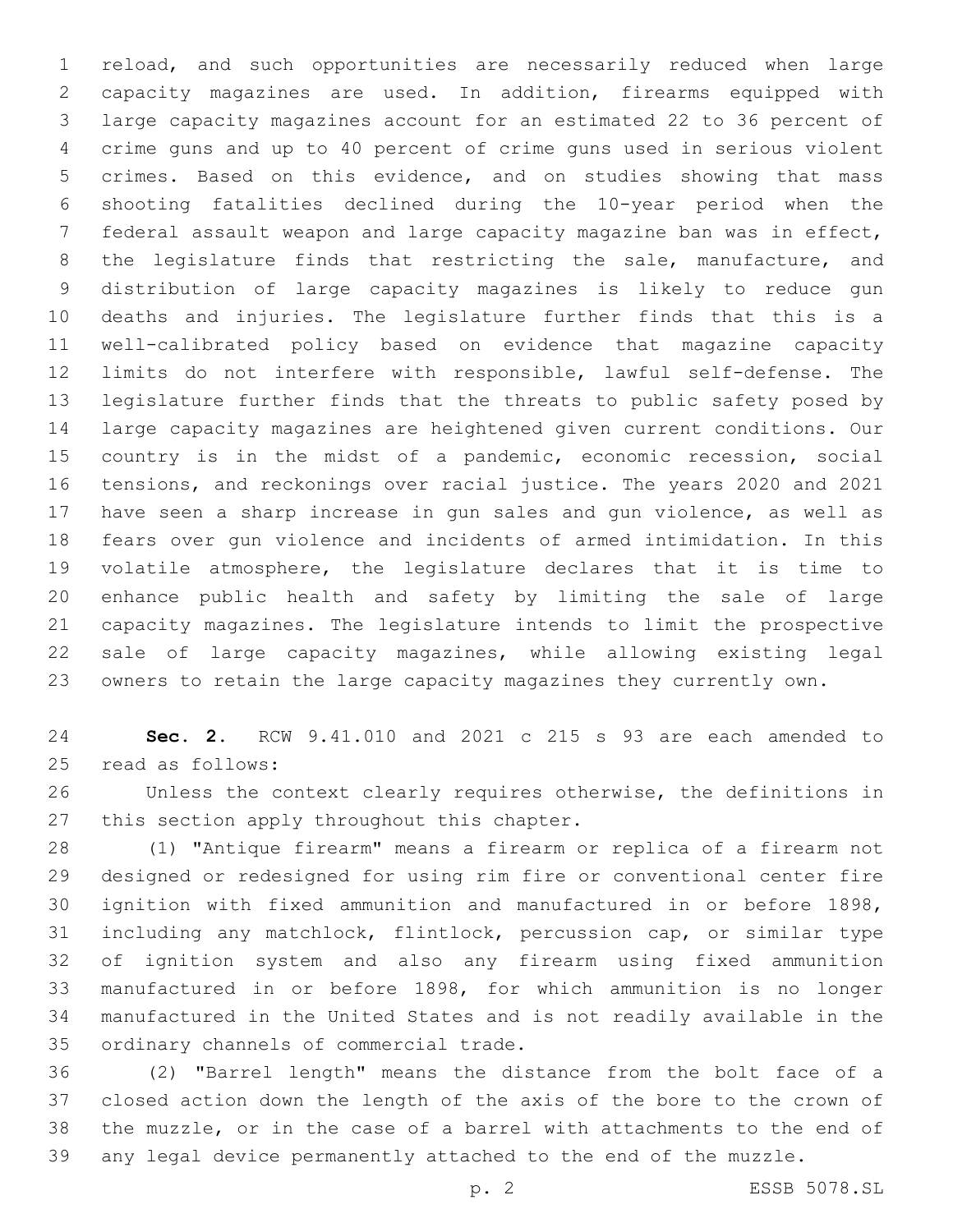reload, and such opportunities are necessarily reduced when large capacity magazines are used. In addition, firearms equipped with large capacity magazines account for an estimated 22 to 36 percent of crime guns and up to 40 percent of crime guns used in serious violent crimes. Based on this evidence, and on studies showing that mass shooting fatalities declined during the 10-year period when the federal assault weapon and large capacity magazine ban was in effect, the legislature finds that restricting the sale, manufacture, and distribution of large capacity magazines is likely to reduce gun deaths and injuries. The legislature further finds that this is a well-calibrated policy based on evidence that magazine capacity limits do not interfere with responsible, lawful self-defense. The legislature further finds that the threats to public safety posed by large capacity magazines are heightened given current conditions. Our country is in the midst of a pandemic, economic recession, social tensions, and reckonings over racial justice. The years 2020 and 2021 have seen a sharp increase in gun sales and gun violence, as well as fears over gun violence and incidents of armed intimidation. In this volatile atmosphere, the legislature declares that it is time to enhance public health and safety by limiting the sale of large capacity magazines. The legislature intends to limit the prospective sale of large capacity magazines, while allowing existing legal owners to retain the large capacity magazines they currently own.

**Sec. 2.** RCW 9.41.010 and 2021 c 215 s 93 are each amended to read as follows:

Unless the context clearly requires otherwise, the definitions in this section apply throughout this chapter.

(1) "Antique firearm" means a firearm or replica of a firearm not designed or redesigned for using rim fire or conventional center fire ignition with fixed ammunition and manufactured in or before 1898, including any matchlock, flintlock, percussion cap, or similar type of ignition system and also any firearm using fixed ammunition manufactured in or before 1898, for which ammunition is no longer manufactured in the United States and is not readily available in the ordinary channels of commercial trade.

(2) "Barrel length" means the distance from the bolt face of a closed action down the length of the axis of the bore to the crown of the muzzle, or in the case of a barrel with attachments to the end of any legal device permanently attached to the end of the muzzle.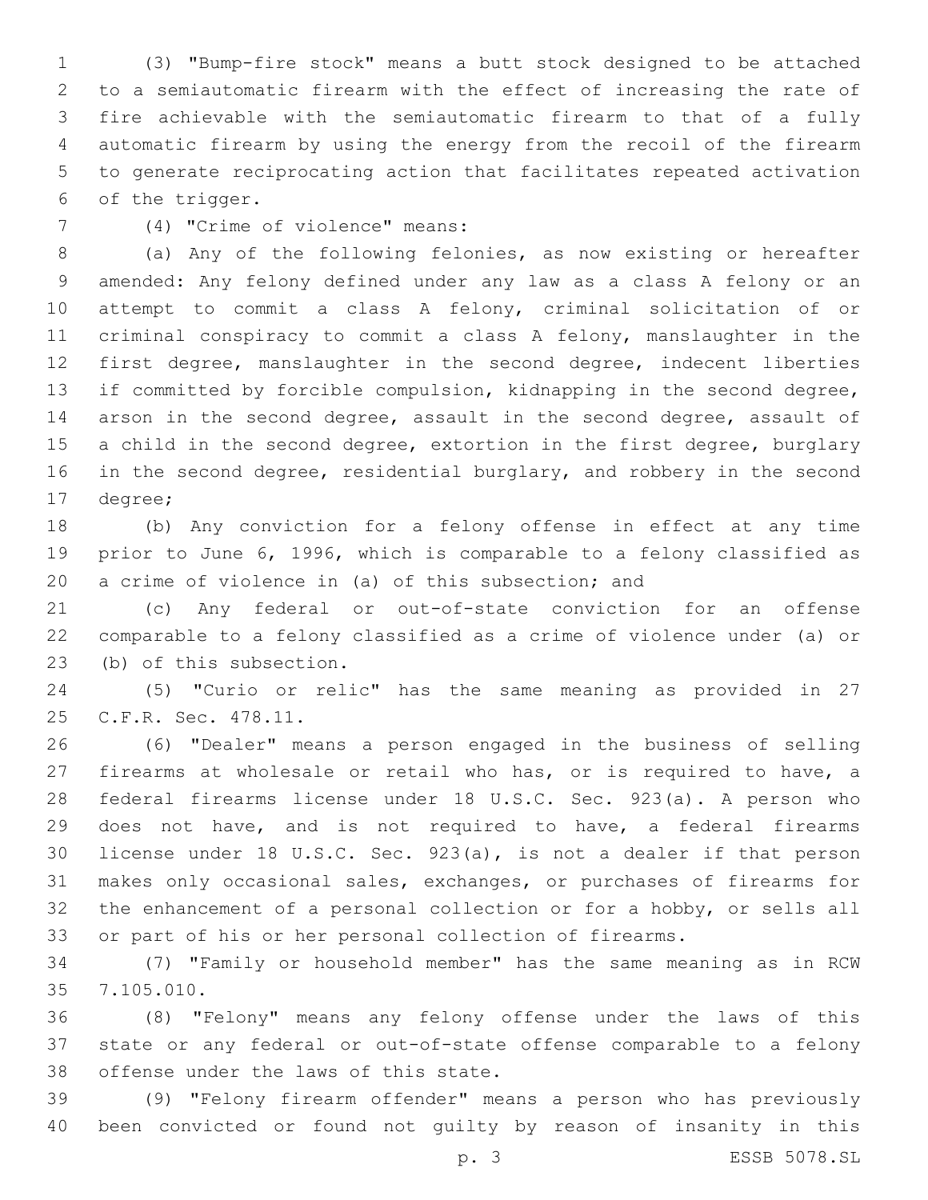(3) "Bump-fire stock" means a butt stock designed to be attached to a semiautomatic firearm with the effect of increasing the rate of fire achievable with the semiautomatic firearm to that of a fully automatic firearm by using the energy from the recoil of the firearm to generate reciprocating action that facilitates repeated activation of the trigger.

(4) "Crime of violence" means:

(a) Any of the following felonies, as now existing or hereafter amended: Any felony defined under any law as a class A felony or an attempt to commit a class A felony, criminal solicitation of or criminal conspiracy to commit a class A felony, manslaughter in the first degree, manslaughter in the second degree, indecent liberties if committed by forcible compulsion, kidnapping in the second degree, arson in the second degree, assault in the second degree, assault of a child in the second degree, extortion in the first degree, burglary in the second degree, residential burglary, and robbery in the second degree;

(b) Any conviction for a felony offense in effect at any time prior to June 6, 1996, which is comparable to a felony classified as a crime of violence in (a) of this subsection; and

(c) Any federal or out-of-state conviction for an offense comparable to a felony classified as a crime of violence under (a) or (b) of this subsection.

(5) "Curio or relic" has the same meaning as provided in 27 C.F.R. Sec. 478.11.

(6) "Dealer" means a person engaged in the business of selling firearms at wholesale or retail who has, or is required to have, a federal firearms license under 18 U.S.C. Sec. 923(a). A person who does not have, and is not required to have, a federal firearms license under 18 U.S.C. Sec. 923(a), is not a dealer if that person makes only occasional sales, exchanges, or purchases of firearms for the enhancement of a personal collection or for a hobby, or sells all or part of his or her personal collection of firearms.

(7) "Family or household member" has the same meaning as in RCW 7.105.010.

(8) "Felony" means any felony offense under the laws of this state or any federal or out-of-state offense comparable to a felony offense under the laws of this state.

(9) "Felony firearm offender" means a person who has previously been convicted or found not guilty by reason of insanity in this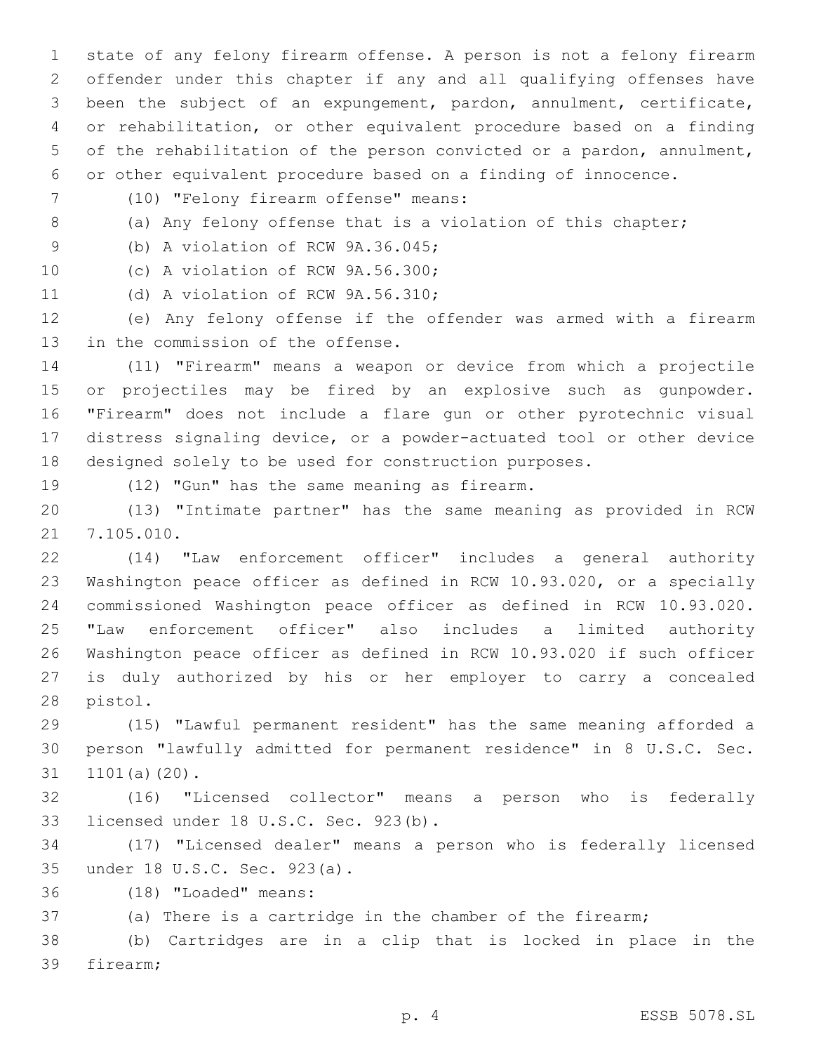state of any felony firearm offense. A person is not a felony firearm offender under this chapter if any and all qualifying offenses have been the subject of an expungement, pardon, annulment, certificate, or rehabilitation, or other equivalent procedure based on a finding of the rehabilitation of the person convicted or a pardon, annulment, or other equivalent procedure based on a finding of innocence.

(10) "Felony firearm offense" means:

(a) Any felony offense that is a violation of this chapter;

(b) A violation of RCW 9A.36.045;

(c) A violation of RCW 9A.56.300;

(d) A violation of RCW 9A.56.310;

(e) Any felony offense if the offender was armed with a firearm in the commission of the offense.

(11) "Firearm" means a weapon or device from which a projectile or projectiles may be fired by an explosive such as gunpowder. "Firearm" does not include a flare gun or other pyrotechnic visual distress signaling device, or a powder-actuated tool or other device designed solely to be used for construction purposes.

(12) "Gun" has the same meaning as firearm.

(13) "Intimate partner" has the same meaning as provided in RCW 7.105.010.

(14) "Law enforcement officer" includes a general authority Washington peace officer as defined in RCW 10.93.020, or a specially commissioned Washington peace officer as defined in RCW 10.93.020. "Law enforcement officer" also includes a limited authority Washington peace officer as defined in RCW 10.93.020 if such officer is duly authorized by his or her employer to carry a concealed pistol.

(15) "Lawful permanent resident" has the same meaning afforded a person "lawfully admitted for permanent residence" in 8 U.S.C. Sec. 1101(a)(20).

(16) "Licensed collector" means a person who is federally licensed under 18 U.S.C. Sec. 923(b).

(17) "Licensed dealer" means a person who is federally licensed under 18 U.S.C. Sec. 923(a).

(18) "Loaded" means:

(a) There is a cartridge in the chamber of the firearm;

(b) Cartridges are in a clip that is locked in place in the firearm;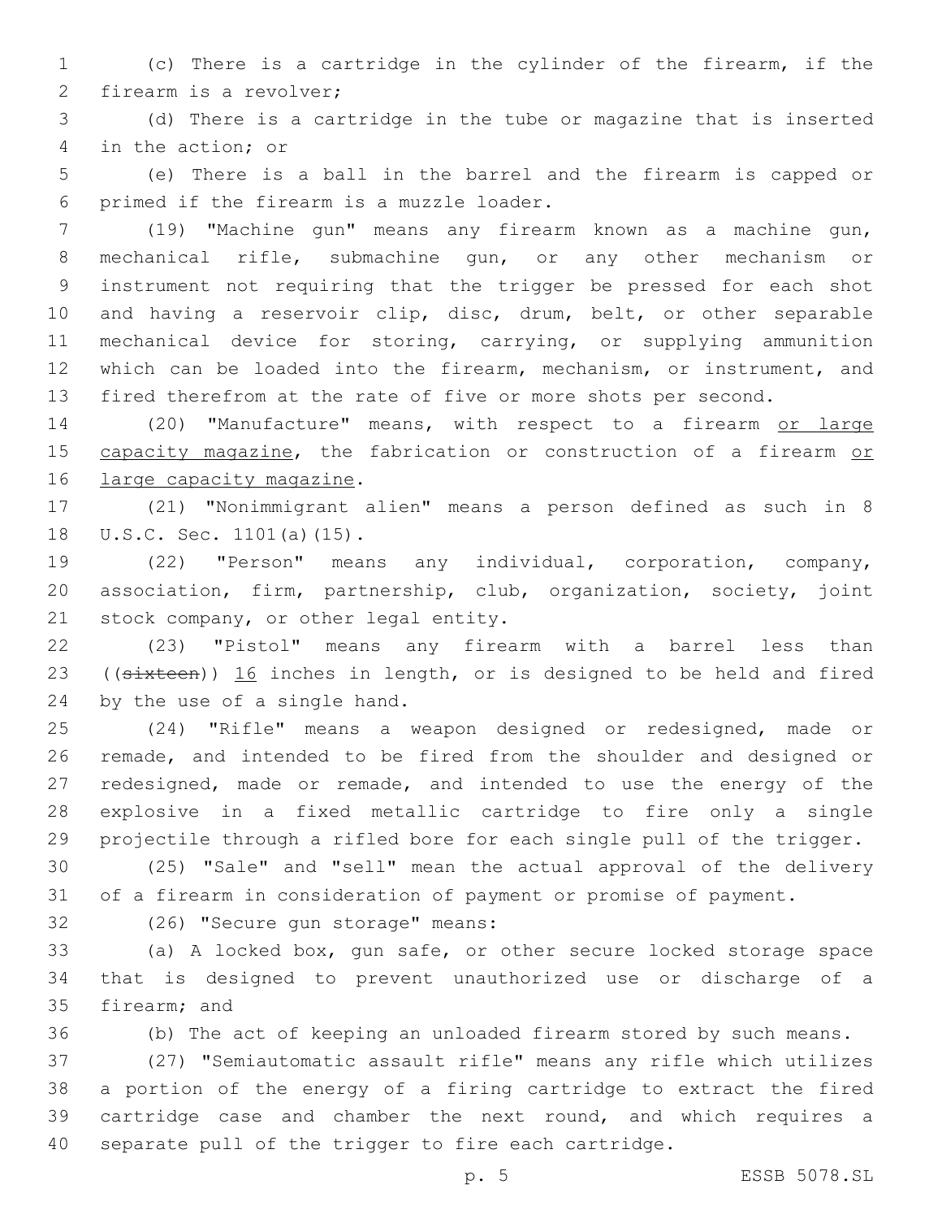(c) There is a cartridge in the cylinder of the firearm, if the firearm is a revolver;

(d) There is a cartridge in the tube or magazine that is inserted in the action; or

(e) There is a ball in the barrel and the firearm is capped or primed if the firearm is a muzzle loader.

(19) "Machine gun" means any firearm known as a machine gun, mechanical rifle, submachine gun, or any other mechanism or instrument not requiring that the trigger be pressed for each shot and having a reservoir clip, disc, drum, belt, or other separable mechanical device for storing, carrying, or supplying ammunition which can be loaded into the firearm, mechanism, or instrument, and fired therefrom at the rate of five or more shots per second.

(20) "Manufacture" means, with respect to a firearm or large capacity magazine, the fabrication or construction of a firearm or large capacity magazine.

(21) "Nonimmigrant alien" means a person defined as such in 8 U.S.C. Sec. 1101(a)(15).

(22) "Person" means any individual, corporation, company, association, firm, partnership, club, organization, society, joint stock company, or other legal entity.

(23) "Pistol" means any firearm with a barrel less than ((~~sixteen~~)) 16 inches in length, or is designed to be held and fired by the use of a single hand.

(24) "Rifle" means a weapon designed or redesigned, made or remade, and intended to be fired from the shoulder and designed or redesigned, made or remade, and intended to use the energy of the explosive in a fixed metallic cartridge to fire only a single projectile through a rifled bore for each single pull of the trigger.

(25) "Sale" and "sell" mean the actual approval of the delivery of a firearm in consideration of payment or promise of payment.

(26) "Secure gun storage" means:

(a) A locked box, gun safe, or other secure locked storage space that is designed to prevent unauthorized use or discharge of a firearm; and

(b) The act of keeping an unloaded firearm stored by such means.

(27) "Semiautomatic assault rifle" means any rifle which utilizes a portion of the energy of a firing cartridge to extract the fired cartridge case and chamber the next round, and which requires a separate pull of the trigger to fire each cartridge.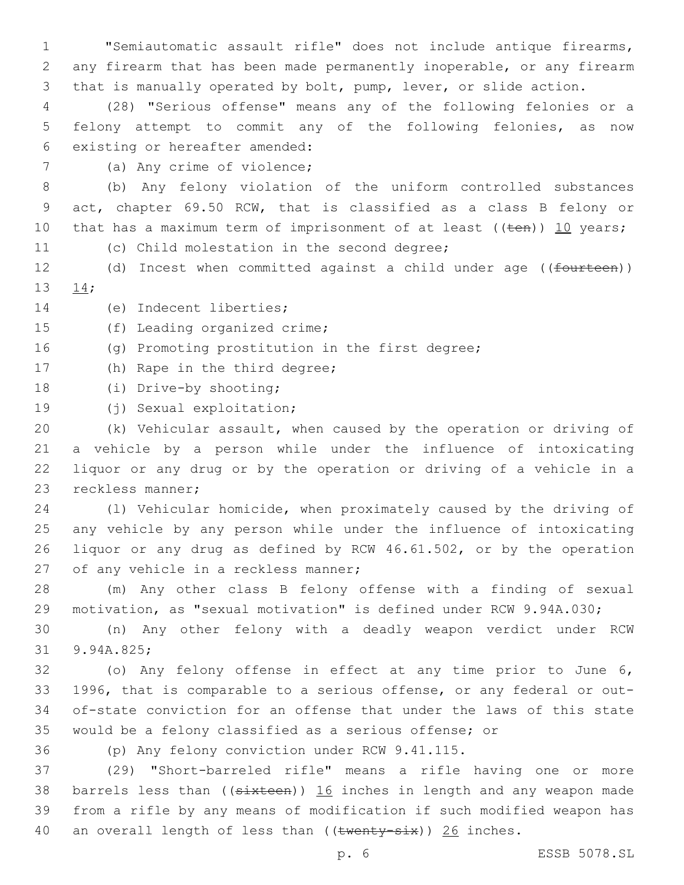"Semiautomatic assault rifle" does not include antique firearms, any firearm that has been made permanently inoperable, or any firearm that is manually operated by bolt, pump, lever, or slide action.

(28) "Serious offense" means any of the following felonies or a felony attempt to commit any of the following felonies, as now existing or hereafter amended:

(a) Any crime of violence;

(b) Any felony violation of the uniform controlled substances act, chapter 69.50 RCW, that is classified as a class B felony or that has a maximum term of imprisonment of at least ((~~ten~~)) 10 years;

(c) Child molestation in the second degree;

(d) Incest when committed against a child under age ((~~fourteen~~)) 14;

(e) Indecent liberties;

(f) Leading organized crime;

(g) Promoting prostitution in the first degree;

(h) Rape in the third degree;

(i) Drive-by shooting;

(j) Sexual exploitation;

(k) Vehicular assault, when caused by the operation or driving of a vehicle by a person while under the influence of intoxicating liquor or any drug or by the operation or driving of a vehicle in a reckless manner;

(l) Vehicular homicide, when proximately caused by the driving of any vehicle by any person while under the influence of intoxicating liquor or any drug as defined by RCW 46.61.502, or by the operation of any vehicle in a reckless manner;

(m) Any other class B felony offense with a finding of sexual motivation, as "sexual motivation" is defined under RCW 9.94A.030;

(n) Any other felony with a deadly weapon verdict under RCW 9.94A.825;

(o) Any felony offense in effect at any time prior to June 6, 1996, that is comparable to a serious offense, or any federal or out-of-state conviction for an offense that under the laws of this state would be a felony classified as a serious offense; or

(p) Any felony conviction under RCW 9.41.115.

(29) "Short-barreled rifle" means a rifle having one or more barrels less than ((~~sixteen~~)) 16 inches in length and any weapon made from a rifle by any means of modification if such modified weapon has an overall length of less than ((~~twenty-six~~)) 26 inches.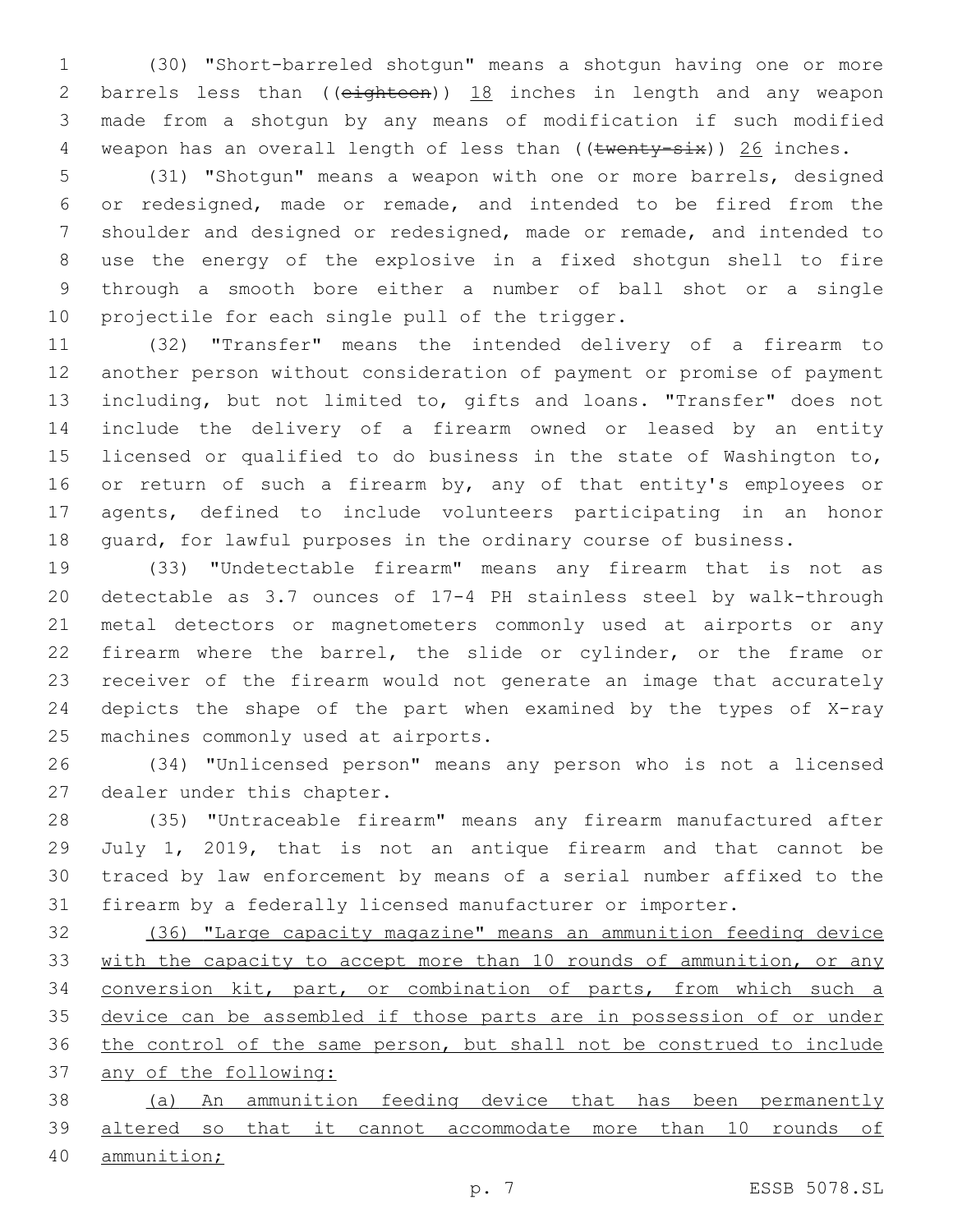(30) "Short-barreled shotgun" means a shotgun having one or more barrels less than ((~~eighteen~~)) <u>18</u> inches in length and any weapon made from a shotgun by any means of modification if such modified weapon has an overall length of less than ((~~twenty-six~~)) <u>26</u> inches.

(31) "Shotgun" means a weapon with one or more barrels, designed or redesigned, made or remade, and intended to be fired from the shoulder and designed or redesigned, made or remade, and intended to use the energy of the explosive in a fixed shotgun shell to fire through a smooth bore either a number of ball shot or a single projectile for each single pull of the trigger.

(32) "Transfer" means the intended delivery of a firearm to another person without consideration of payment or promise of payment including, but not limited to, gifts and loans. "Transfer" does not include the delivery of a firearm owned or leased by an entity licensed or qualified to do business in the state of Washington to, or return of such a firearm by, any of that entity's employees or agents, defined to include volunteers participating in an honor guard, for lawful purposes in the ordinary course of business.

(33) "Undetectable firearm" means any firearm that is not as detectable as 3.7 ounces of 17-4 PH stainless steel by walk-through metal detectors or magnetometers commonly used at airports or any firearm where the barrel, the slide or cylinder, or the frame or receiver of the firearm would not generate an image that accurately depicts the shape of the part when examined by the types of X-ray machines commonly used at airports.

(34) "Unlicensed person" means any person who is not a licensed dealer under this chapter.

(35) "Untraceable firearm" means any firearm manufactured after July 1, 2019, that is not an antique firearm and that cannot be traced by law enforcement by means of a serial number affixed to the firearm by a federally licensed manufacturer or importer.

<u>(36) "Large capacity magazine" means an ammunition feeding device with the capacity to accept more than 10 rounds of ammunition, or any conversion kit, part, or combination of parts, from which such a device can be assembled if those parts are in possession of or under the control of the same person, but shall not be construed to include any of the following:</u>

<u>(a) An ammunition feeding device that has been permanently altered so that it cannot accommodate more than 10 rounds of ammunition;</u>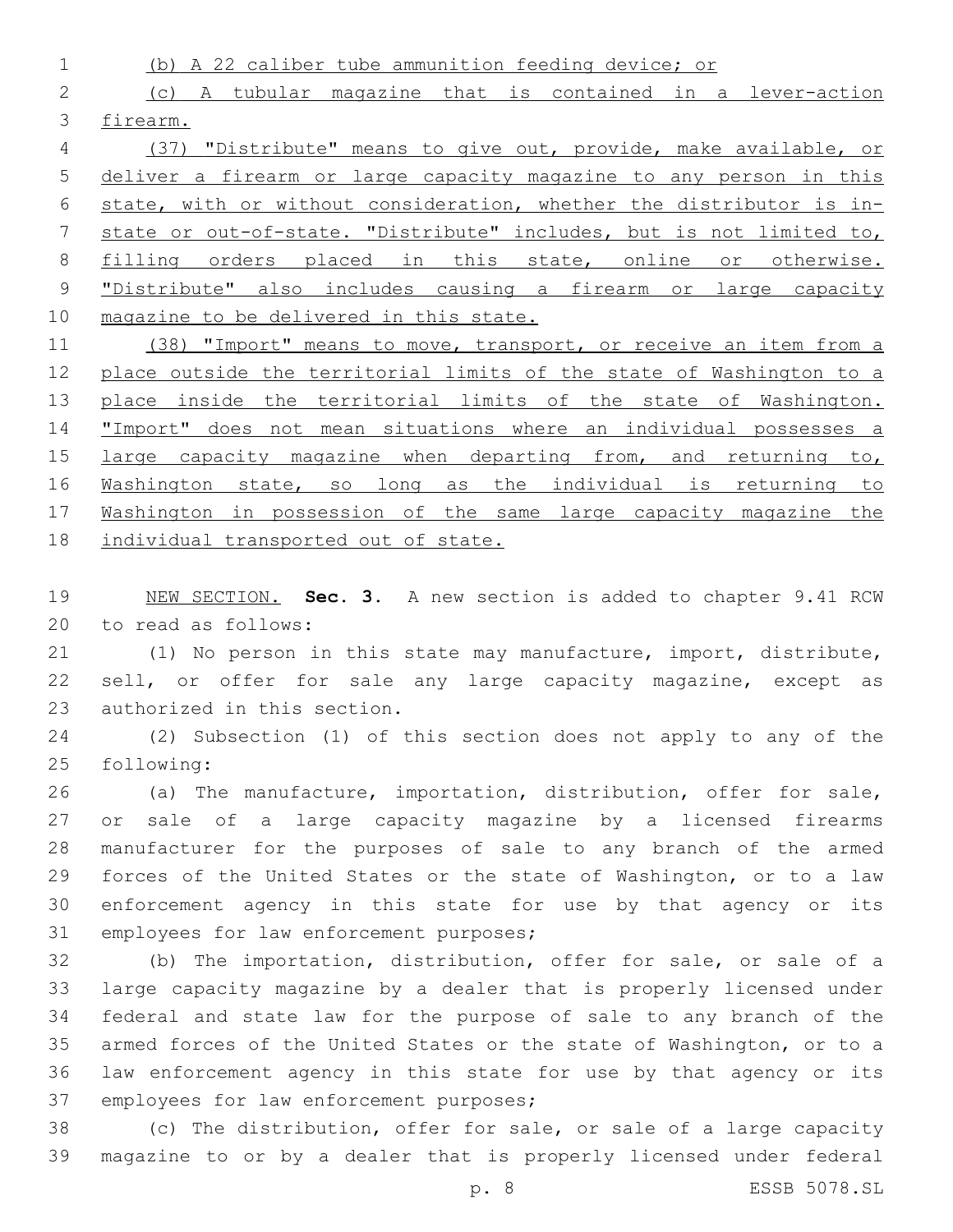(b) A 22 caliber tube ammunition feeding device; or

(c) A tubular magazine that is contained in a lever-action firearm.

(37) "Distribute" means to give out, provide, make available, or deliver a firearm or large capacity magazine to any person in this state, with or without consideration, whether the distributor is in-state or out-of-state. "Distribute" includes, but is not limited to, filling orders placed in this state, online or otherwise. "Distribute" also includes causing a firearm or large capacity magazine to be delivered in this state.

(38) "Import" means to move, transport, or receive an item from a place outside the territorial limits of the state of Washington to a place inside the territorial limits of the state of Washington. "Import" does not mean situations where an individual possesses a large capacity magazine when departing from, and returning to, Washington state, so long as the individual is returning to Washington in possession of the same large capacity magazine the individual transported out of state.

NEW SECTION. **Sec. 3.** A new section is added to chapter 9.41 RCW to read as follows:

(1) No person in this state may manufacture, import, distribute, sell, or offer for sale any large capacity magazine, except as authorized in this section.

(2) Subsection (1) of this section does not apply to any of the following:

(a) The manufacture, importation, distribution, offer for sale, or sale of a large capacity magazine by a licensed firearms manufacturer for the purposes of sale to any branch of the armed forces of the United States or the state of Washington, or to a law enforcement agency in this state for use by that agency or its employees for law enforcement purposes;

(b) The importation, distribution, offer for sale, or sale of a large capacity magazine by a dealer that is properly licensed under federal and state law for the purpose of sale to any branch of the armed forces of the United States or the state of Washington, or to a law enforcement agency in this state for use by that agency or its employees for law enforcement purposes;

(c) The distribution, offer for sale, or sale of a large capacity magazine to or by a dealer that is properly licensed under federal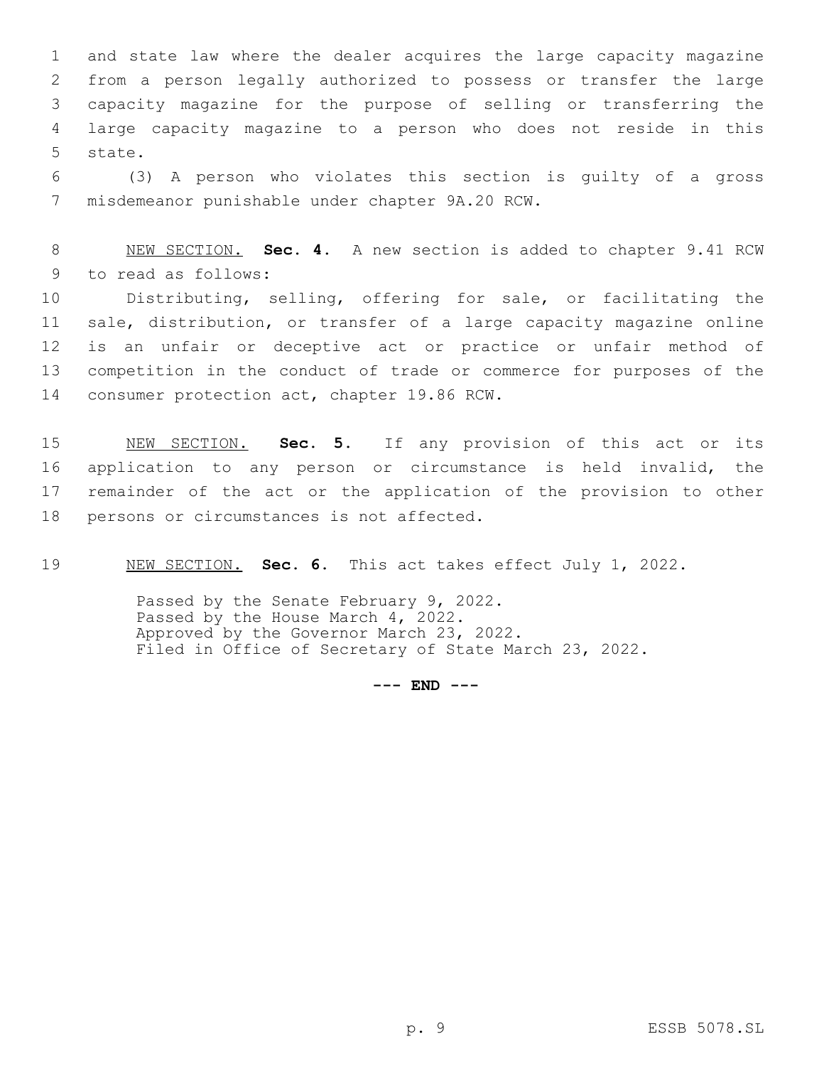and state law where the dealer acquires the large capacity magazine from a person legally authorized to possess or transfer the large capacity magazine for the purpose of selling or transferring the large capacity magazine to a person who does not reside in this state.

(3) A person who violates this section is guilty of a gross misdemeanor punishable under chapter 9A.20 RCW.

NEW SECTION. **Sec. 4.** A new section is added to chapter 9.41 RCW to read as follows:

Distributing, selling, offering for sale, or facilitating the sale, distribution, or transfer of a large capacity magazine online is an unfair or deceptive act or practice or unfair method of competition in the conduct of trade or commerce for purposes of the consumer protection act, chapter 19.86 RCW.

NEW SECTION. **Sec. 5.** If any provision of this act or its application to any person or circumstance is held invalid, the remainder of the act or the application of the provision to other persons or circumstances is not affected.

NEW SECTION. **Sec. 6.** This act takes effect July 1, 2022.

Passed by the Senate February 9, 2022.
Passed by the House March 4, 2022.
Approved by the Governor March 23, 2022.
Filed in Office of Secretary of State March 23, 2022.

**--- END ---**